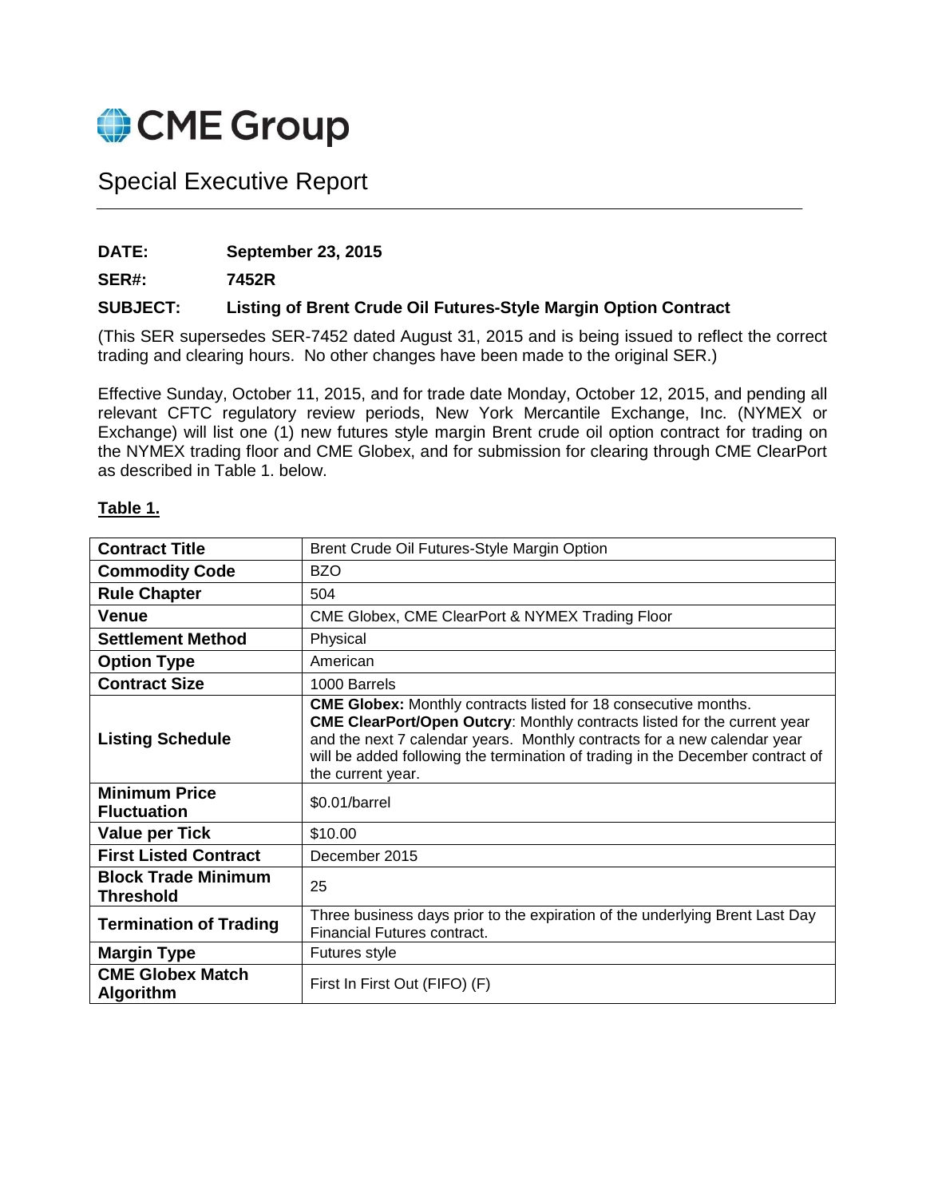# CME Group

## Special Executive Report

**DATE:** **September 23, 2015**

**SER#:** **7452R**

**SUBJECT:** **Listing of Brent Crude Oil Futures-Style Margin Option Contract**

(This SER supersedes SER-7452 dated August 31, 2015 and is being issued to reflect the correct trading and clearing hours. No other changes have been made to the original SER.)

Effective Sunday, October 11, 2015, and for trade date Monday, October 12, 2015, and pending all relevant CFTC regulatory review periods, New York Mercantile Exchange, Inc. (NYMEX or Exchange) will list one (1) new futures style margin Brent crude oil option contract for trading on the NYMEX trading floor and CME Globex, and for submission for clearing through CME ClearPort as described in Table 1. below.

**Table 1.**

| | |
|---|---|
| **Contract Title** | Brent Crude Oil Futures-Style Margin Option |
| **Commodity Code** | BZO |
| **Rule Chapter** | 504 |
| **Venue** | CME Globex, CME ClearPort & NYMEX Trading Floor |
| **Settlement Method** | Physical |
| **Option Type** | American |
| **Contract Size** | 1000 Barrels |
| **Listing Schedule** | **CME Globex:** Monthly contracts listed for 18 consecutive months. **CME ClearPort/Open Outcry**: Monthly contracts listed for the current year and the next 7 calendar years. Monthly contracts for a new calendar year will be added following the termination of trading in the December contract of the current year. |
| **Minimum Price Fluctuation** | $0.01/barrel |
| **Value per Tick** | $10.00 |
| **First Listed Contract** | December 2015 |
| **Block Trade Minimum Threshold** | 25 |
| **Termination of Trading** | Three business days prior to the expiration of the underlying Brent Last Day Financial Futures contract. |
| **Margin Type** | Futures style |
| **CME Globex Match Algorithm** | First In First Out (FIFO) (F) |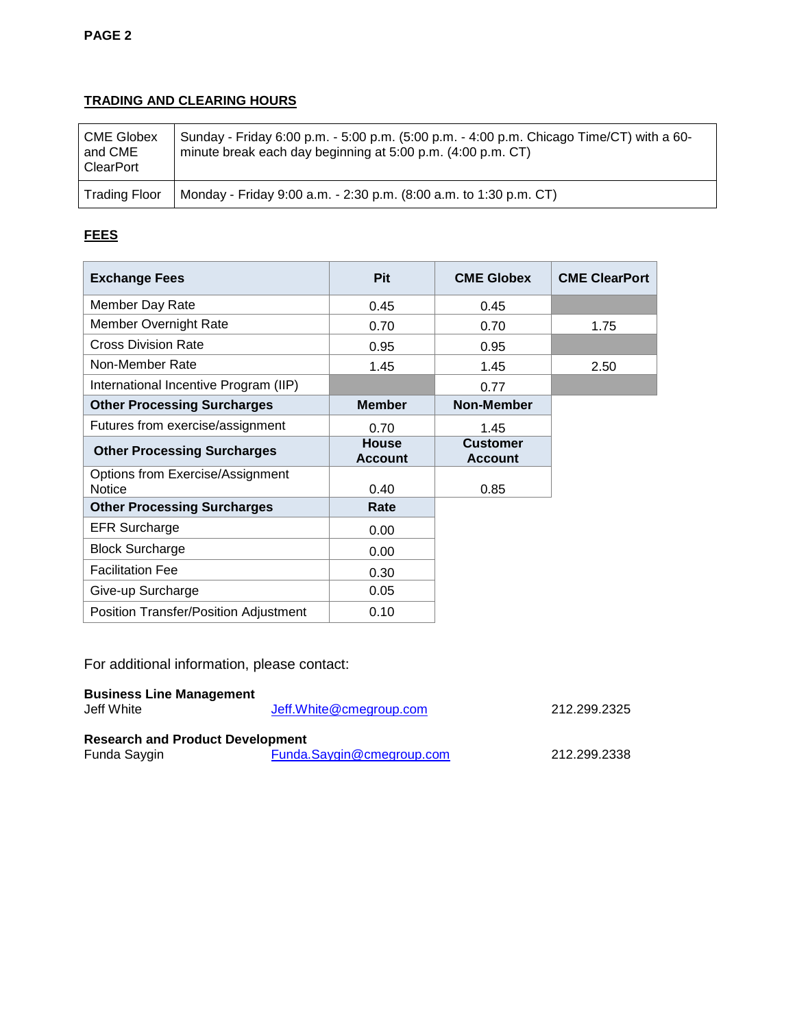## TRADING AND CLEARING HOURS

| | |
|---|---|
| CME Globex and CME ClearPort | Sunday - Friday 6:00 p.m. - 5:00 p.m. (5:00 p.m. - 4:00 p.m. Chicago Time/CT) with a 60-minute break each day beginning at 5:00 p.m. (4:00 p.m. CT) |
| Trading Floor | Monday - Friday 9:00 a.m. - 2:30 p.m. (8:00 a.m. to 1:30 p.m. CT) |

## FEES

| Exchange Fees | Pit | CME Globex | CME ClearPort |
|---|---|---|---|
| Member Day Rate | 0.45 | 0.45 | |
| Member Overnight Rate | 0.70 | 0.70 | 1.75 |
| Cross Division Rate | 0.95 | 0.95 | |
| Non-Member Rate | 1.45 | 1.45 | 2.50 |
| International Incentive Program (IIP) | | 0.77 | |
| **Other Processing Surcharges** | **Member** | **Non-Member** | |
| Futures from exercise/assignment | 0.70 | 1.45 | |
| **Other Processing Surcharges** | **House Account** | **Customer Account** | |
| Options from Exercise/Assignment Notice | 0.40 | 0.85 | |
| **Other Processing Surcharges** | **Rate** | | |
| EFR Surcharge | 0.00 | | |
| Block Surcharge | 0.00 | | |
| Facilitation Fee | 0.30 | | |
| Give-up Surcharge | 0.05 | | |
| Position Transfer/Position Adjustment | 0.10 | | |

For additional information, please contact:

**Business Line Management**
Jeff White — Jeff.White@cmegroup.com — 212.299.2325

**Research and Product Development**
Funda Saygin — Funda.Saygin@cmegroup.com — 212.299.2338